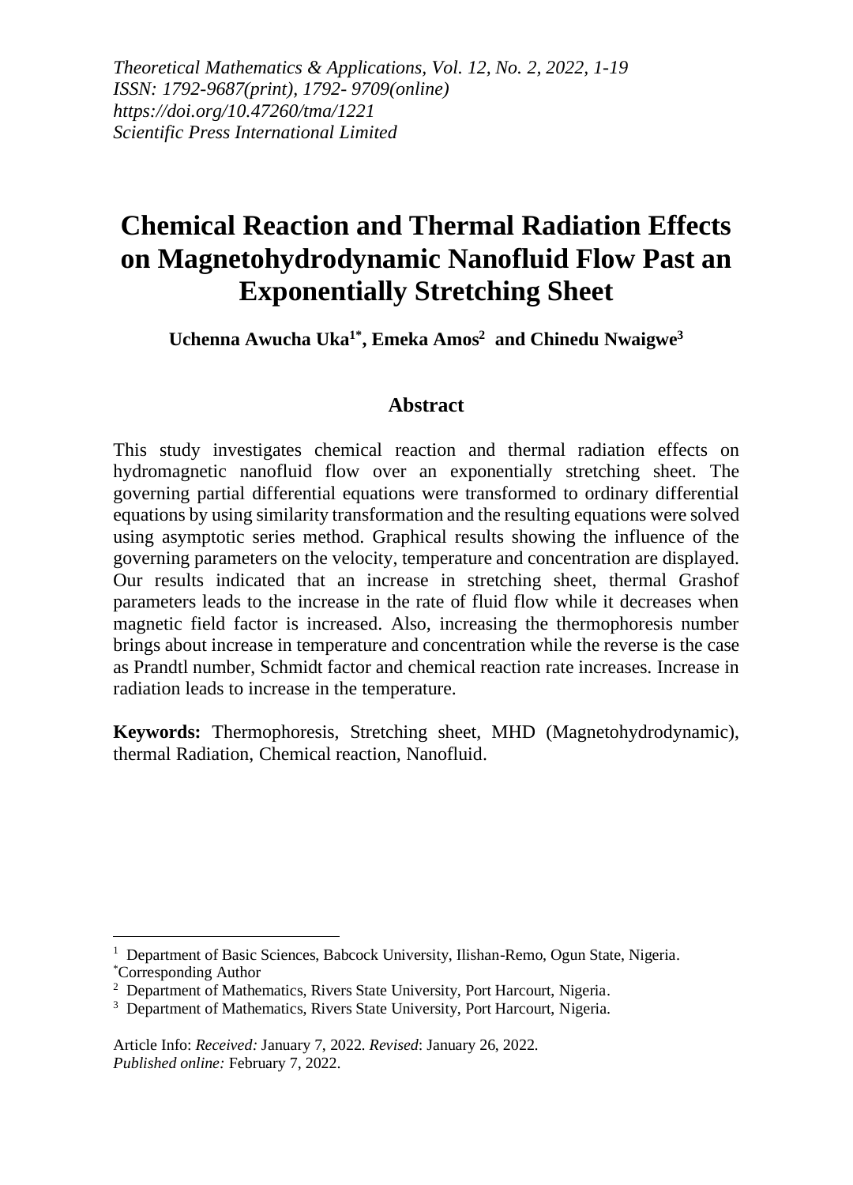*Theoretical Mathematics & Applications, Vol. 12, No. 2, 2022, 1-19*
*ISSN: 1792-9687(print), 1792- 9709(online)*
*https://doi.org/10.47260/tma/1221*
*Scientific Press International Limited*

# Chemical Reaction and Thermal Radiation Effects on Magnetohydrodynamic Nanofluid Flow Past an Exponentially Stretching Sheet

**Uchenna Awucha Uka[1*], Emeka Amos[2] and Chinedu Nwaigwe[3]**

## Abstract

This study investigates chemical reaction and thermal radiation effects on hydromagnetic nanofluid flow over an exponentially stretching sheet. The governing partial differential equations were transformed to ordinary differential equations by using similarity transformation and the resulting equations were solved using asymptotic series method. Graphical results showing the influence of the governing parameters on the velocity, temperature and concentration are displayed. Our results indicated that an increase in stretching sheet, thermal Grashof parameters leads to the increase in the rate of fluid flow while it decreases when magnetic field factor is increased. Also, increasing the thermophoresis number brings about increase in temperature and concentration while the reverse is the case as Prandtl number, Schmidt factor and chemical reaction rate increases. Increase in radiation leads to increase in the temperature.

**Keywords:** Thermophoresis, Stretching sheet, MHD (Magnetohydrodynamic), thermal Radiation, Chemical reaction, Nanofluid.

---

[1] Department of Basic Sciences, Babcock University, Ilishan-Remo, Ogun State, Nigeria.
[*] Corresponding Author
[2] Department of Mathematics, Rivers State University, Port Harcourt, Nigeria.
[3] Department of Mathematics, Rivers State University, Port Harcourt, Nigeria.

Article Info: *Received:* January 7, 2022. *Revised*: January 26, 2022.
*Published online:* February 7, 2022.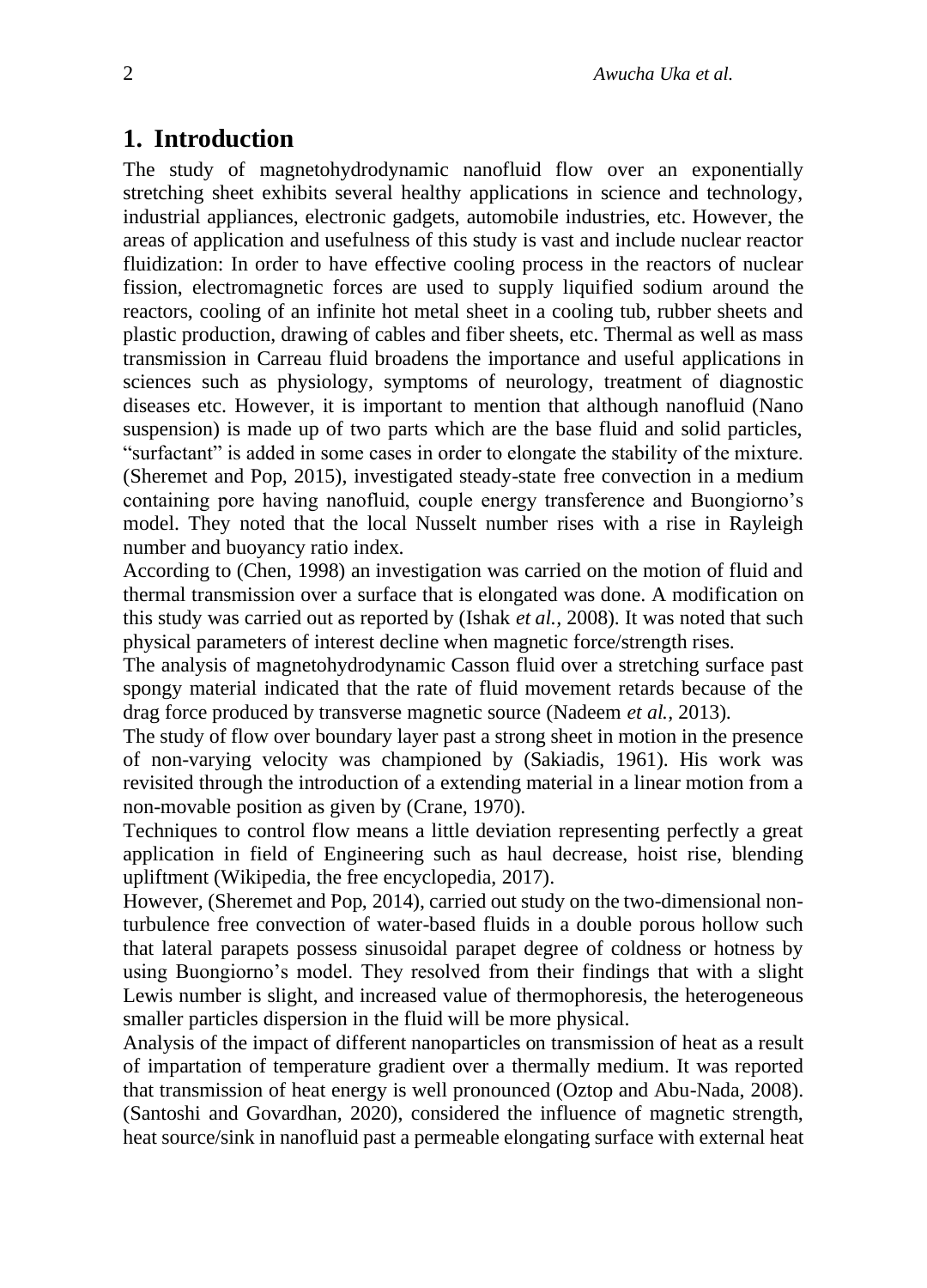## 1. Introduction

The study of magnetohydrodynamic nanofluid flow over an exponentially stretching sheet exhibits several healthy applications in science and technology, industrial appliances, electronic gadgets, automobile industries, etc. However, the areas of application and usefulness of this study is vast and include nuclear reactor fluidization: In order to have effective cooling process in the reactors of nuclear fission, electromagnetic forces are used to supply liquified sodium around the reactors, cooling of an infinite hot metal sheet in a cooling tub, rubber sheets and plastic production, drawing of cables and fiber sheets, etc. Thermal as well as mass transmission in Carreau fluid broadens the importance and useful applications in sciences such as physiology, symptoms of neurology, treatment of diagnostic diseases etc. However, it is important to mention that although nanofluid (Nano suspension) is made up of two parts which are the base fluid and solid particles, "surfactant" is added in some cases in order to elongate the stability of the mixture. (Sheremet and Pop, 2015), investigated steady-state free convection in a medium containing pore having nanofluid, couple energy transference and Buongiorno's model. They noted that the local Nusselt number rises with a rise in Rayleigh number and buoyancy ratio index.

According to (Chen, 1998) an investigation was carried on the motion of fluid and thermal transmission over a surface that is elongated was done. A modification on this study was carried out as reported by (Ishak *et al.*, 2008). It was noted that such physical parameters of interest decline when magnetic force/strength rises.

The analysis of magnetohydrodynamic Casson fluid over a stretching surface past spongy material indicated that the rate of fluid movement retards because of the drag force produced by transverse magnetic source (Nadeem *et al.*, 2013).

The study of flow over boundary layer past a strong sheet in motion in the presence of non-varying velocity was championed by (Sakiadis, 1961). His work was revisited through the introduction of a extending material in a linear motion from a non-movable position as given by (Crane, 1970).

Techniques to control flow means a little deviation representing perfectly a great application in field of Engineering such as haul decrease, hoist rise, blending upliftment (Wikipedia, the free encyclopedia, 2017).

However, (Sheremet and Pop, 2014), carried out study on the two-dimensional non-turbulence free convection of water-based fluids in a double porous hollow such that lateral parapets possess sinusoidal parapet degree of coldness or hotness by using Buongiorno's model. They resolved from their findings that with a slight Lewis number is slight, and increased value of thermophoresis, the heterogeneous smaller particles dispersion in the fluid will be more physical.

Analysis of the impact of different nanoparticles on transmission of heat as a result of impartation of temperature gradient over a thermally medium. It was reported that transmission of heat energy is well pronounced (Oztop and Abu-Nada, 2008). (Santoshi and Govardhan, 2020), considered the influence of magnetic strength, heat source/sink in nanofluid past a permeable elongating surface with external heat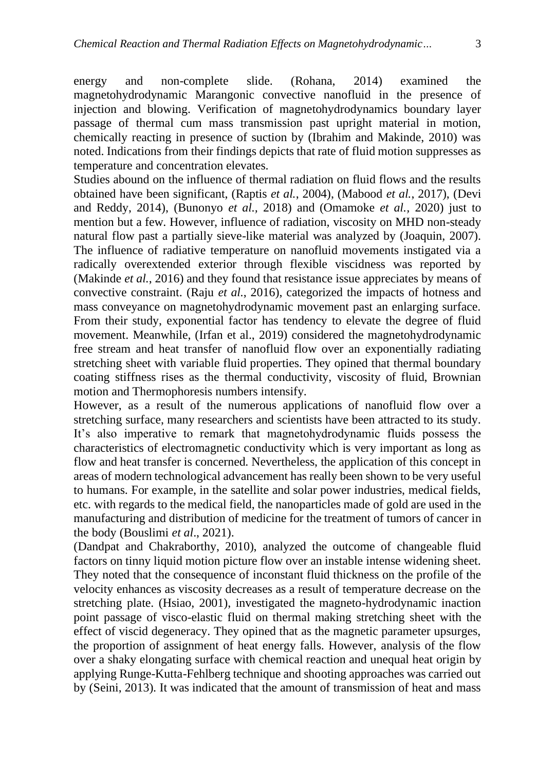energy and non-complete slide. (Rohana, 2014) examined the magnetohydrodynamic Marangonic convective nanofluid in the presence of injection and blowing. Verification of magnetohydrodynamics boundary layer passage of thermal cum mass transmission past upright material in motion, chemically reacting in presence of suction by (Ibrahim and Makinde, 2010) was noted. Indications from their findings depicts that rate of fluid motion suppresses as temperature and concentration elevates.

Studies abound on the influence of thermal radiation on fluid flows and the results obtained have been significant, (Raptis *et al.*, 2004), (Mabood *et al.*, 2017), (Devi and Reddy, 2014), (Bunonyo *et al.,* 2018) and (Omamoke *et al.*, 2020) just to mention but a few. However, influence of radiation, viscosity on MHD non-steady natural flow past a partially sieve-like material was analyzed by (Joaquin, 2007). The influence of radiative temperature on nanofluid movements instigated via a radically overextended exterior through flexible viscidness was reported by (Makinde *et al.*, 2016) and they found that resistance issue appreciates by means of convective constraint. (Raju *et al*., 2016), categorized the impacts of hotness and mass conveyance on magnetohydrodynamic movement past an enlarging surface. From their study, exponential factor has tendency to elevate the degree of fluid movement. Meanwhile, (Irfan et al., 2019) considered the magnetohydrodynamic free stream and heat transfer of nanofluid flow over an exponentially radiating stretching sheet with variable fluid properties. They opined that thermal boundary coating stiffness rises as the thermal conductivity, viscosity of fluid, Brownian motion and Thermophoresis numbers intensify.

However, as a result of the numerous applications of nanofluid flow over a stretching surface, many researchers and scientists have been attracted to its study. It's also imperative to remark that magnetohydrodynamic fluids possess the characteristics of electromagnetic conductivity which is very important as long as flow and heat transfer is concerned. Nevertheless, the application of this concept in areas of modern technological advancement has really been shown to be very useful to humans. For example, in the satellite and solar power industries, medical fields, etc. with regards to the medical field, the nanoparticles made of gold are used in the manufacturing and distribution of medicine for the treatment of tumors of cancer in the body (Bouslimi *et al*., 2021).

(Dandpat and Chakraborthy, 2010), analyzed the outcome of changeable fluid factors on tinny liquid motion picture flow over an instable intense widening sheet. They noted that the consequence of inconstant fluid thickness on the profile of the velocity enhances as viscosity decreases as a result of temperature decrease on the stretching plate. (Hsiao, 2001), investigated the magneto-hydrodynamic inaction point passage of visco-elastic fluid on thermal making stretching sheet with the effect of viscid degeneracy. They opined that as the magnetic parameter upsurges, the proportion of assignment of heat energy falls. However, analysis of the flow over a shaky elongating surface with chemical reaction and unequal heat origin by applying Runge-Kutta-Fehlberg technique and shooting approaches was carried out by (Seini, 2013). It was indicated that the amount of transmission of heat and mass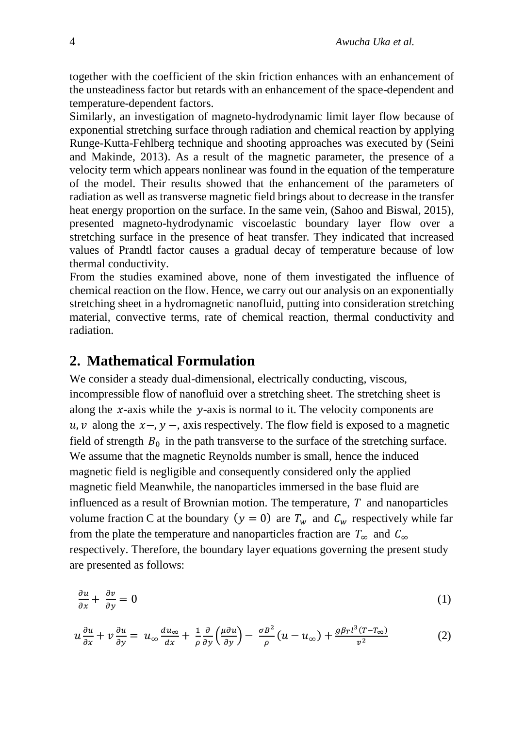together with the coefficient of the skin friction enhances with an enhancement of the unsteadiness factor but retards with an enhancement of the space-dependent and temperature-dependent factors.

Similarly, an investigation of magneto-hydrodynamic limit layer flow because of exponential stretching surface through radiation and chemical reaction by applying Runge-Kutta-Fehlberg technique and shooting approaches was executed by (Seini and Makinde, 2013). As a result of the magnetic parameter, the presence of a velocity term which appears nonlinear was found in the equation of the temperature of the model. Their results showed that the enhancement of the parameters of radiation as well as transverse magnetic field brings about to decrease in the transfer heat energy proportion on the surface. In the same vein, (Sahoo and Biswal, 2015), presented magneto-hydrodynamic viscoelastic boundary layer flow over a stretching surface in the presence of heat transfer. They indicated that increased values of Prandtl factor causes a gradual decay of temperature because of low thermal conductivity.

From the studies examined above, none of them investigated the influence of chemical reaction on the flow. Hence, we carry out our analysis on an exponentially stretching sheet in a hydromagnetic nanofluid, putting into consideration stretching material, convective terms, rate of chemical reaction, thermal conductivity and radiation.

## 2. Mathematical Formulation

We consider a steady dual-dimensional, electrically conducting, viscous, incompressible flow of nanofluid over a stretching sheet. The stretching sheet is along the $x$-axis while the $y$-axis is normal to it. The velocity components are $u, v$ along the $x-, y-,$ axis respectively. The flow field is exposed to a magnetic field of strength $B_0$ in the path transverse to the surface of the stretching surface. We assume that the magnetic Reynolds number is small, hence the induced magnetic field is negligible and consequently considered only the applied magnetic field Meanwhile, the nanoparticles immersed in the base fluid are influenced as a result of Brownian motion. The temperature, $T$ and nanoparticles volume fraction C at the boundary $(y = 0)$ are $T_w$ and $C_w$ respectively while far from the plate the temperature and nanoparticles fraction are $T_\infty$ and $C_\infty$ respectively. Therefore, the boundary layer equations governing the present study are presented as follows:

$$\frac{\partial u}{\partial x} + \frac{\partial v}{\partial y} = 0 \tag{1}$$

$$u\frac{\partial u}{\partial x} + v\frac{\partial u}{\partial y} = u_\infty \frac{du_\infty}{dx} + \frac{1}{\rho}\frac{\partial}{\partial y}\left(\frac{\mu \partial u}{\partial y}\right) - \frac{\sigma B^2}{\rho}(u - u_\infty) + \frac{g\beta_T l^3 (T - T_\infty)}{v^2} \tag{2}$$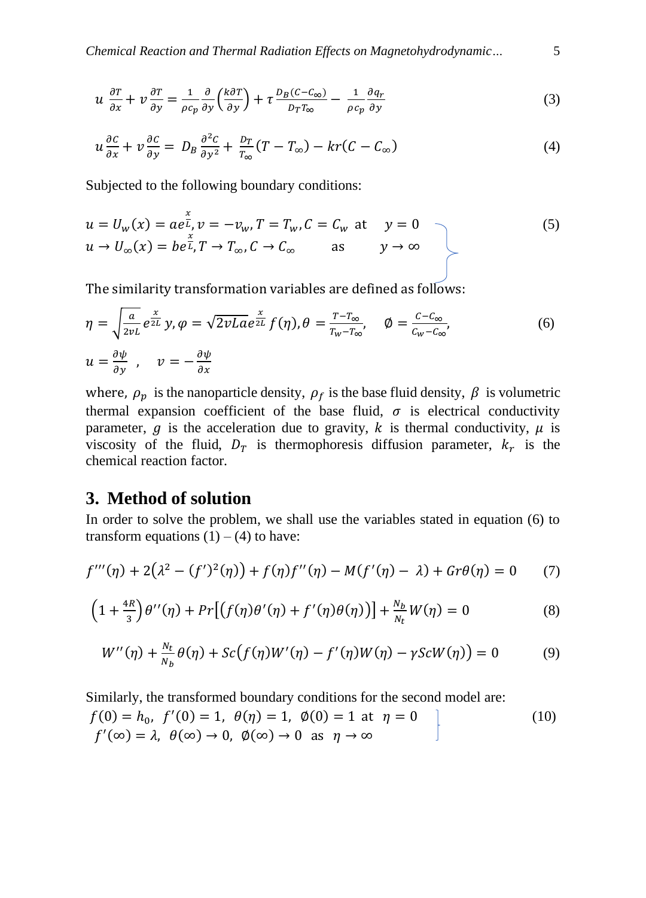$$u\ \frac{\partial T}{\partial x} + v\frac{\partial T}{\partial y} = \frac{1}{\rho c_p}\frac{\partial}{\partial y}\left(\frac{k\partial T}{\partial y}\right) + \tau\frac{D_B(C - C_\infty)}{D_T T_\infty} - \frac{1}{\rho c_p}\frac{\partial q_r}{\partial y} \tag{3}$$

$$u\frac{\partial C}{\partial x} + v\frac{\partial C}{\partial y} = D_B\frac{\partial^2 C}{\partial y^2} + \frac{D_T}{T_\infty}(T - T_\infty) - kr(C - C_\infty) \tag{4}$$

Subjected to the following boundary conditions:

$$\left.\begin{array}{ll} u = U_w(x) = ae^{\frac{x}{L}}, v = -v_w, T = T_w, C = C_w \text{ at} & y = 0 \\ u \to U_\infty(x) = be^{\frac{x}{L}}, T \to T_\infty, C \to C_\infty \quad \text{as} & y \to \infty \end{array}\right\} \tag{5}$$

The similarity transformation variables are defined as follows:

$$\eta = \sqrt{\frac{a}{2vL}}e^{\frac{x}{2L}}y, \varphi = \sqrt{2vLa}e^{\frac{x}{2L}}f(\eta), \theta = \frac{T - T_\infty}{T_w - T_\infty}, \quad \emptyset = \frac{C - C_\infty}{C_w - C_\infty}, \tag{6}$$

$$u = \frac{\partial\psi}{\partial y}\ , \quad v = -\frac{\partial\psi}{\partial x}$$

where, $\rho_p$ is the nanoparticle density, $\rho_f$ is the base fluid density, $\beta$ is volumetric thermal expansion coefficient of the base fluid, $\sigma$ is electrical conductivity parameter, $g$ is the acceleration due to gravity, $k$ is thermal conductivity, $\mu$ is viscosity of the fluid, $D_T$ is thermophoresis diffusion parameter, $k_r$ is the chemical reaction factor.

## 3. Method of solution

In order to solve the problem, we shall use the variables stated in equation (6) to transform equations (1) – (4) to have:

$$f'''(\eta) + 2\left(\lambda^2 - (f')^2(\eta)\right) + f(\eta)f''(\eta) - M(f'(\eta) - \lambda) + Gr\theta(\eta) = 0 \tag{7}$$

$$\left(1 + \frac{4R}{3}\right)\theta''(\eta) + Pr\left[\left(f(\eta)\theta'(\eta) + f'(\eta)\theta(\eta)\right)\right] + \frac{N_b}{N_t}W(\eta) = 0 \tag{8}$$

$$W''(\eta) + \frac{N_t}{N_b}\theta(\eta) + Sc\left(f(\eta)W'(\eta) - f'(\eta)W(\eta) - \gamma ScW(\eta)\right) = 0 \tag{9}$$

Similarly, the transformed boundary conditions for the second model are:

$$\left.\begin{array}{l} f(0) = h_0,\ f'(0) = 1,\ \theta(\eta) = 1,\ \emptyset(0) = 1 \text{ at } \eta = 0 \\ f'(\infty) = \lambda,\ \theta(\infty) \to 0,\ \emptyset(\infty) \to 0 \text{ as } \eta \to \infty \end{array}\right\} \tag{10}$$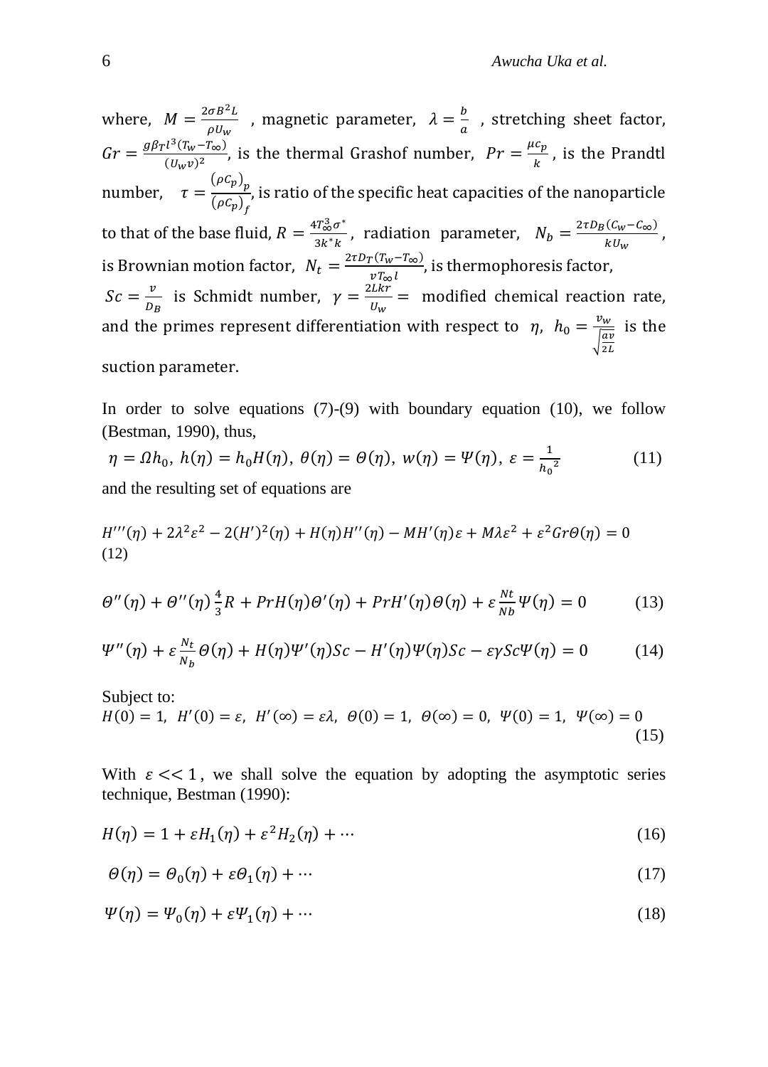where, $M = \frac{2\sigma B^2 L}{\rho U_w}$ , magnetic parameter, $\lambda = \frac{b}{a}$ , stretching sheet factor, $Gr = \frac{g\beta_T l^3 (T_w - T_\infty)}{(U_w v)^2}$, is the thermal Grashof number, $Pr = \frac{\mu c_p}{k}$, is the Prandtl number, $\tau = \frac{(\rho C_p)_p}{(\rho C_p)_f}$, is ratio of the specific heat capacities of the nanoparticle to that of the base fluid, $R = \frac{4T_\infty^3 \sigma^*}{3k^* k}$, radiation parameter, $N_b = \frac{2\tau D_B (C_w - C_\infty)}{k U_w}$, is Brownian motion factor, $N_t = \frac{2\tau D_T (T_w - T_\infty)}{v T_\infty l}$, is thermophoresis factor, $Sc = \frac{v}{D_B}$ is Schmidt number, $\gamma = \frac{2Lkr}{U_w} =$ modified chemical reaction rate, and the primes represent differentiation with respect to $\eta$, $h_0 = \frac{v_w}{\sqrt{\frac{av}{2L}}}$ is the suction parameter.

In order to solve equations (7)-(9) with boundary equation (10), we follow (Bestman, 1990), thus,

$$\eta = \Omega h_0,\ h(\eta) = h_0 H(\eta),\ \theta(\eta) = \Theta(\eta),\ w(\eta) = \Psi(\eta),\ \varepsilon = \frac{1}{h_0{}^2} \tag{11}$$

and the resulting set of equations are

$$H'''(\eta) + 2\lambda^2\varepsilon^2 - 2(H')^2(\eta) + H(\eta)H''(\eta) - MH'(\eta)\varepsilon + M\lambda\varepsilon^2 + \varepsilon^2 Gr\Theta(\eta) = 0 \tag{12}$$

$$\Theta''(\eta) + \Theta''(\eta)\frac{4}{3}R + PrH(\eta)\Theta'(\eta) + PrH'(\eta)\Theta(\eta) + \varepsilon\frac{Nt}{Nb}\Psi(\eta) = 0 \tag{13}$$

$$\Psi''(\eta) + \varepsilon\frac{N_t}{N_b}\Theta(\eta) + H(\eta)\Psi'(\eta)Sc - H'(\eta)\Psi(\eta)Sc - \varepsilon\gamma Sc\Psi(\eta) = 0 \tag{14}$$

Subject to:

$$H(0) = 1,\ H'(0) = \varepsilon,\ H'(\infty) = \varepsilon\lambda,\ \Theta(0) = 1,\ \Theta(\infty) = 0,\ \Psi(0) = 1,\ \Psi(\infty) = 0 \tag{15}$$

With $\varepsilon << 1$, we shall solve the equation by adopting the asymptotic series technique, Bestman (1990):

$$H(\eta) = 1 + \varepsilon H_1(\eta) + \varepsilon^2 H_2(\eta) + \cdots \tag{16}$$

$$\Theta(\eta) = \Theta_0(\eta) + \varepsilon\Theta_1(\eta) + \cdots \tag{17}$$

$$\Psi(\eta) = \Psi_0(\eta) + \varepsilon\Psi_1(\eta) + \cdots \tag{18}$$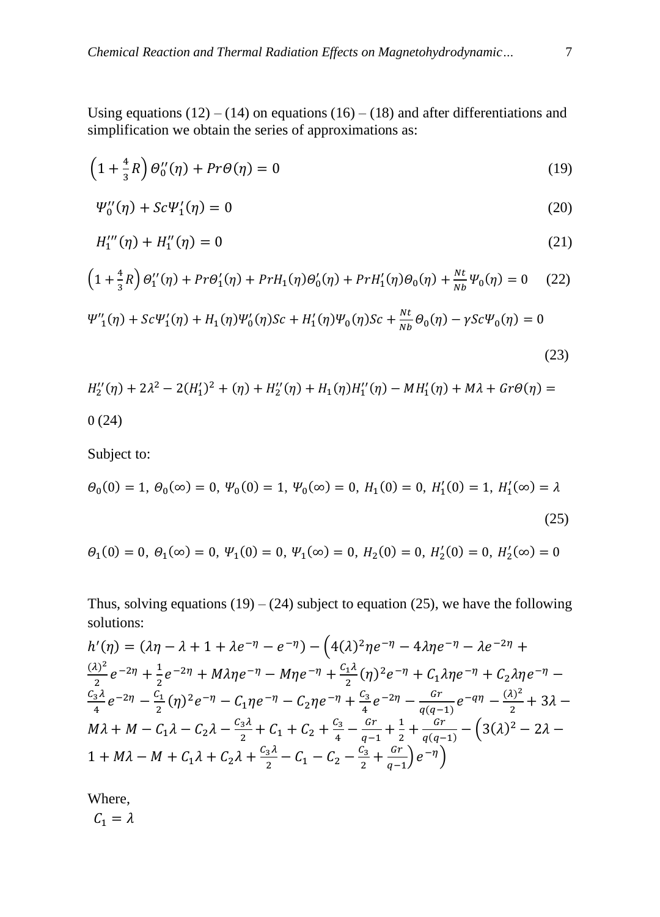Using equations (12) – (14) on equations (16) – (18) and after differentiations and simplification we obtain the series of approximations as:

$$\left(1+\frac{4}{3}R\right)\Theta_0''(\eta)+Pr\Theta(\eta)=0 \tag{19}$$

$$\Psi_0''(\eta)+Sc\Psi_1'(\eta)=0 \tag{20}$$

$$H_1'''(\eta)+H_1''(\eta)=0 \tag{21}$$

$$\left(1+\frac{4}{3}R\right)\Theta_1''(\eta)+Pr\Theta_1'(\eta)+PrH_1(\eta)\Theta_0'(\eta)+PrH_1'(\eta)\Theta_0(\eta)+\frac{Nt}{Nb}\Psi_0(\eta)=0 \tag{22}$$

$$\Psi''_1(\eta)+Sc\Psi_1'(\eta)+H_1(\eta)\Psi_0'(\eta)Sc+H_1'(\eta)\Psi_0(\eta)Sc+\frac{Nt}{Nb}\Theta_0(\eta)-\gamma Sc\Psi_0(\eta)=0 \tag{23}$$

$$H_2''(\eta)+2\lambda^2-2(H_1')^2+(\eta)+H_2''(\eta)+H_1(\eta)H_1''(\eta)-MH_1'(\eta)+M\lambda+Gr\Theta(\eta)=0 \tag{24}$$

Subject to:

$$\Theta_0(0)=1,\ \Theta_0(\infty)=0,\ \Psi_0(0)=1,\ \Psi_0(\infty)=0,\ H_1(0)=0,\ H_1'(0)=1,\ H_1'(\infty)=\lambda \tag{25}$$

$$\Theta_1(0)=0,\ \Theta_1(\infty)=0,\ \Psi_1(0)=0,\ \Psi_1(\infty)=0,\ H_2(0)=0,\ H_2'(0)=0,\ H_2'(\infty)=0$$

Thus, solving equations (19) – (24) subject to equation (25), we have the following solutions:

$$h'(\eta)=(\lambda\eta-\lambda+1+\lambda e^{-\eta}-e^{-\eta})-\Big(4(\lambda)^2\eta e^{-\eta}-4\lambda\eta e^{-\eta}-\lambda e^{-2\eta}+\frac{(\lambda)^2}{2}e^{-2\eta}+\frac{1}{2}e^{-2\eta}+M\lambda\eta e^{-\eta}-M\eta e^{-\eta}+\frac{C_1\lambda}{2}(\eta)^2e^{-\eta}+C_1\lambda\eta e^{-\eta}+C_2\lambda\eta e^{-\eta}-\frac{C_3\lambda}{4}e^{-2\eta}-\frac{C_1}{2}(\eta)^2e^{-\eta}-C_1\eta e^{-\eta}-C_2\eta e^{-\eta}+\frac{C_3}{4}e^{-2\eta}-\frac{Gr}{q(q-1)}e^{-q\eta}-\frac{(\lambda)^2}{2}+3\lambda-M\lambda+M-C_1\lambda-C_2\lambda-\frac{C_3\lambda}{2}+C_1+C_2+\frac{C_3}{4}-\frac{Gr}{q-1}+\frac{1}{2}+\frac{Gr}{q(q-1)}-\Big(3(\lambda)^2-2\lambda-1+M\lambda-M+C_1\lambda+C_2\lambda+\frac{C_3\lambda}{2}-C_1-C_2-\frac{C_3}{2}+\frac{Gr}{q-1}\Big)e^{-\eta}\Big)$$

Where,

$C_1=\lambda$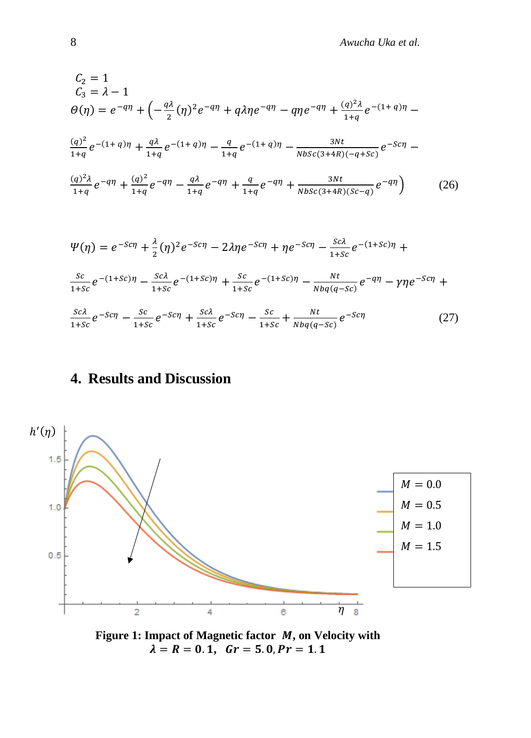$$C_2 = 1$$
$$C_3 = \lambda - 1$$

$$\Theta(\eta) = e^{-q\eta} + \left(-\frac{q\lambda}{2}(\eta)^2 e^{-q\eta} + q\lambda\eta e^{-q\eta} - q\eta e^{-q\eta} + \frac{(q)^2\lambda}{1+q} e^{-(1+q)\eta} - \frac{(q)^2}{1+q} e^{-(1+q)\eta} + \frac{q\lambda}{1+q} e^{-(1+q)\eta} - \frac{q}{1+q} e^{-(1+q)\eta} - \frac{3Nt}{NbSc(3+4R)(-q+Sc)} e^{-Sc\eta} - \frac{(q)^2\lambda}{1+q} e^{-q\eta} + \frac{(q)^2}{1+q} e^{-q\eta} - \frac{q\lambda}{1+q} e^{-q\eta} + \frac{q}{1+q} e^{-q\eta} + \frac{3Nt}{NbSc(3+4R)(Sc-q)} e^{-q\eta}\right) \tag{26}$$

$$\Psi(\eta) = e^{-Sc\eta} + \frac{\lambda}{2}(\eta)^2 e^{-Sc\eta} - 2\lambda\eta e^{-Sc\eta} + \eta e^{-Sc\eta} - \frac{Sc\lambda}{1+Sc} e^{-(1+Sc)\eta} + \frac{Sc}{1+Sc} e^{-(1+Sc)\eta} - \frac{Sc\lambda}{1+Sc} e^{-(1+Sc)\eta} + \frac{Sc}{1+Sc} e^{-(1+Sc)\eta} - \frac{Nt}{Nbq(q-Sc)} e^{-q\eta} - \gamma\eta e^{-Sc\eta} + \frac{Sc\lambda}{1+Sc} e^{-Sc\eta} - \frac{Sc}{1+Sc} e^{-Sc\eta} + \frac{Sc\lambda}{1+Sc} e^{-Sc\eta} - \frac{Sc}{1+Sc} + \frac{Nt}{Nbq(q-Sc)} e^{-Sc\eta} \tag{27}$$

## 4. Results and Discussion

**Figure 1: Impact of Magnetic factor $M$, on Velocity with $\lambda = R = 0.1$, $Gr = 5.0, Pr = 1.1$**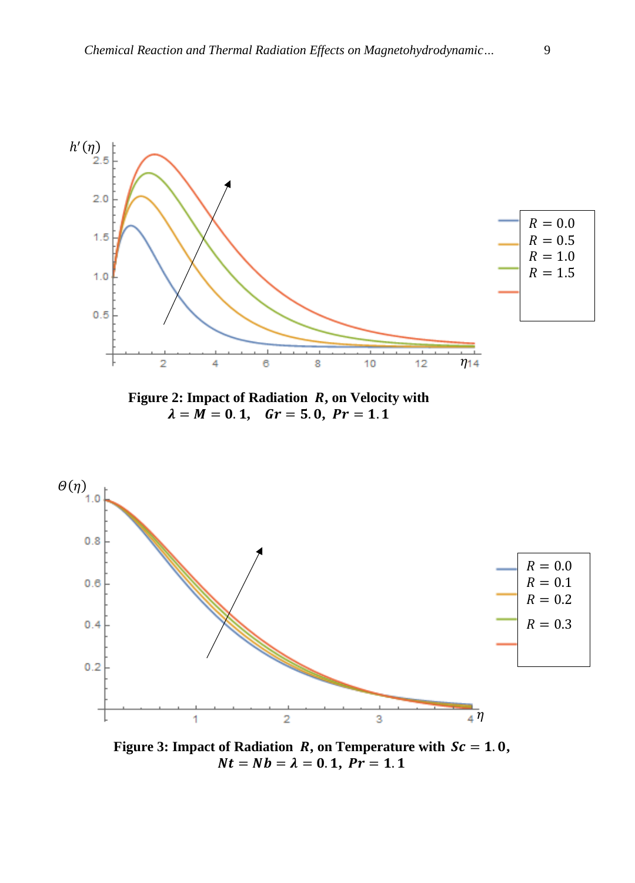**Figure 2: Impact of Radiation $R$, on Velocity with $\lambda = M = 0.1$, $Gr = 5.0$, $Pr = 1.1$**

**Figure 3: Impact of Radiation $R$, on Temperature with $Sc = 1.0$, $Nt = Nb = \lambda = 0.1$, $Pr = 1.1$**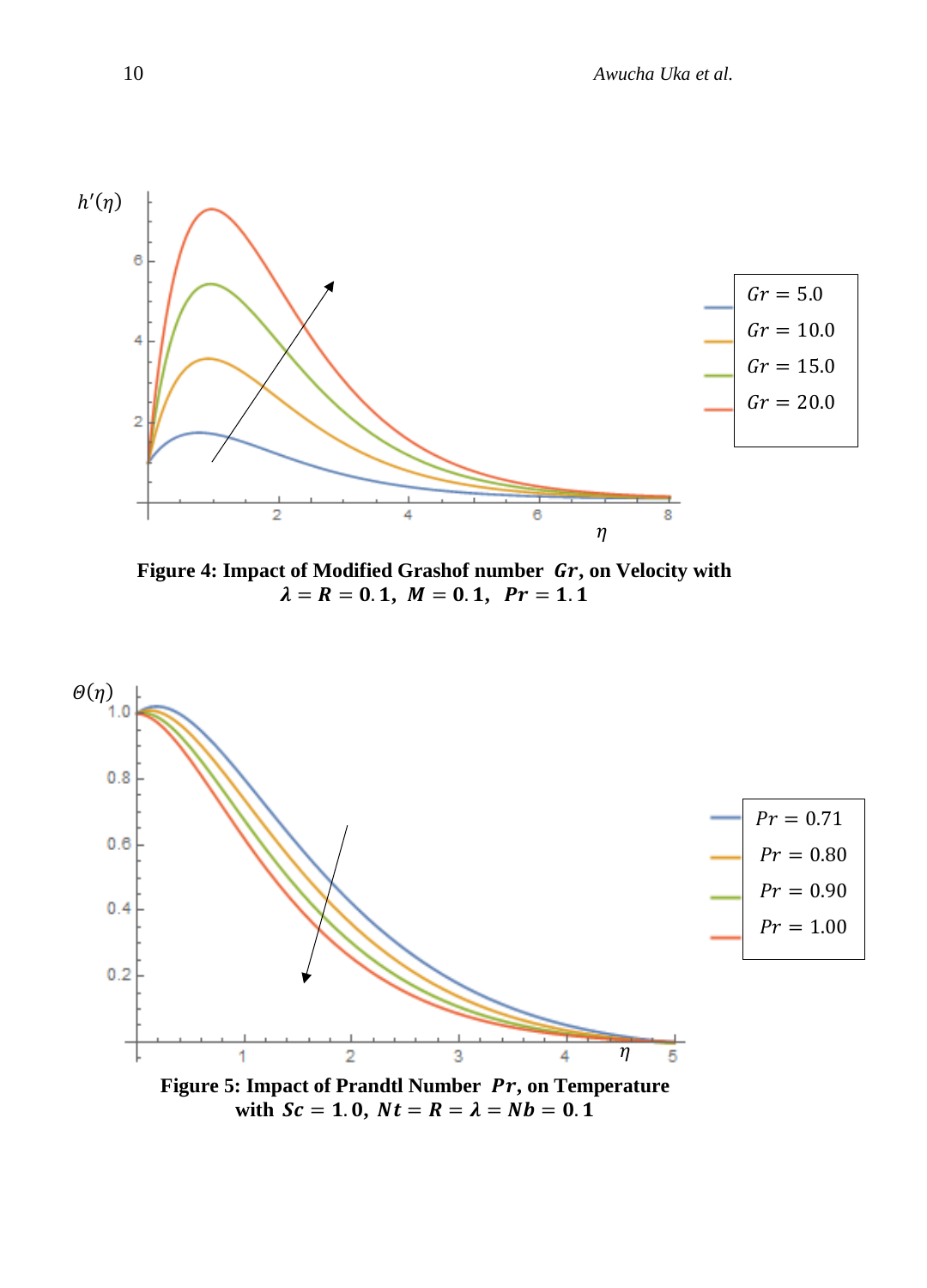**Figure 4: Impact of Modified Grashof number $Gr$, on Velocity with $\lambda = R = 0.1,\ M = 0.1,\ Pr = 1.1$**

**Figure 5: Impact of Prandtl Number $Pr$, on Temperature with $Sc = 1.0,\ Nt = R = \lambda = Nb = 0.1$**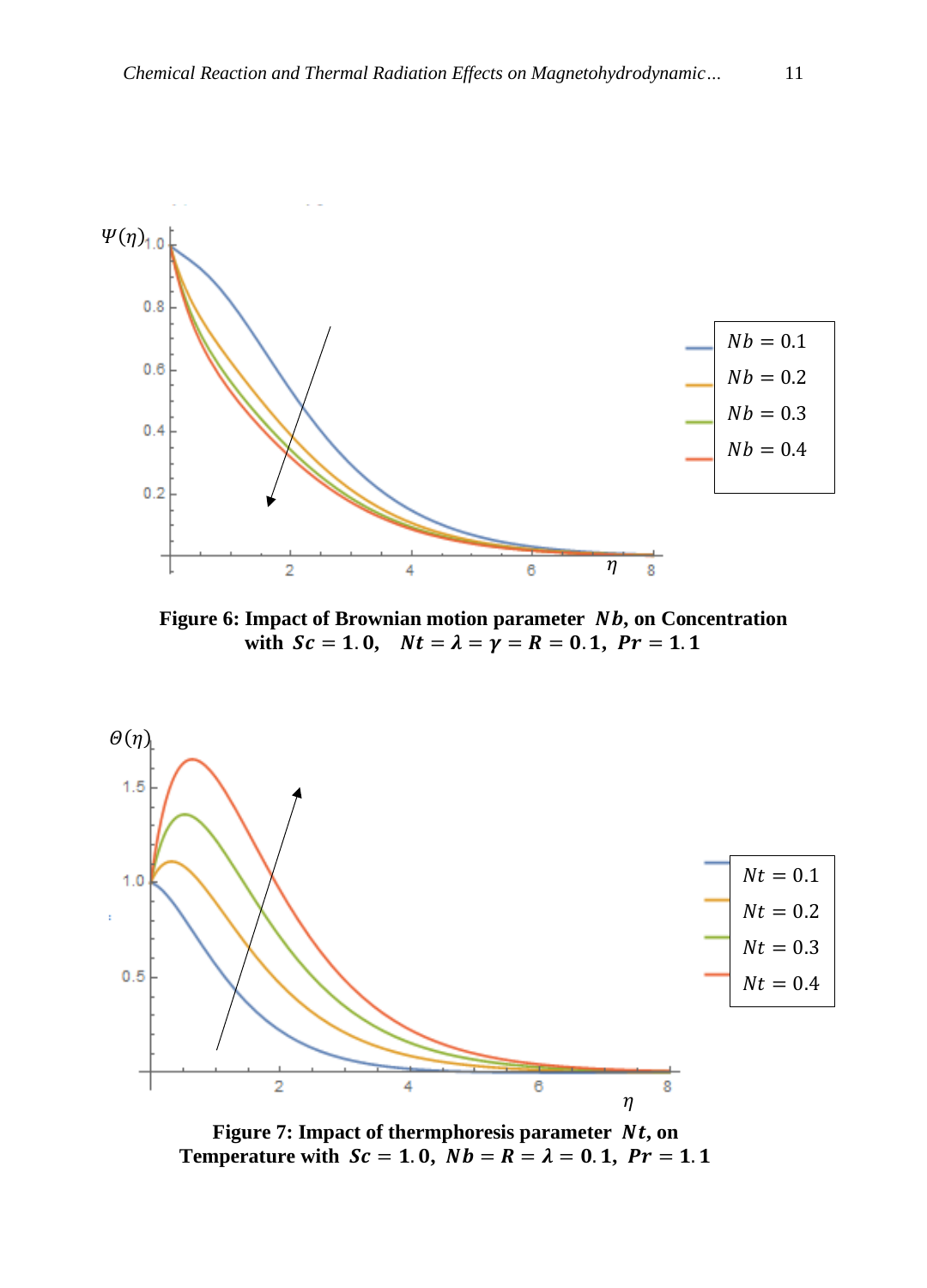**Figure 6: Impact of Brownian motion parameter $Nb$, on Concentration with $Sc = 1.0$, $Nt = \lambda = \gamma = R = 0.1$, $Pr = 1.1$**

**Figure 7: Impact of thermphoresis parameter $Nt$, on Temperature with $Sc = 1.0$, $Nb = R = \lambda = 0.1$, $Pr = 1.1$**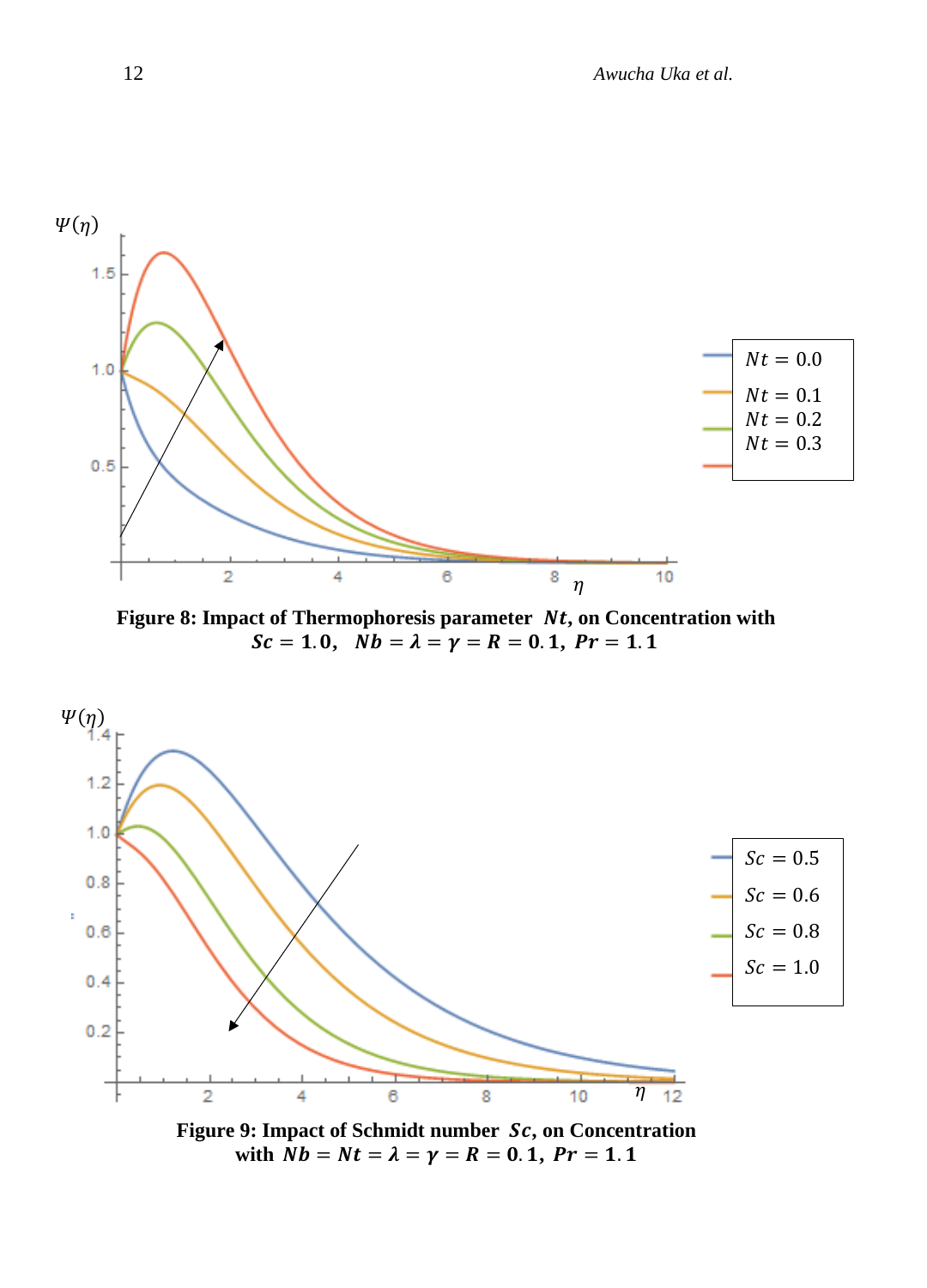**Figure 8: Impact of Thermophoresis parameter $Nt$, on Concentration with $Sc = 1.0$, $Nb = \lambda = \gamma = R = 0.1$, $Pr = 1.1$**

**Figure 9: Impact of Schmidt number $Sc$, on Concentration with $Nb = Nt = \lambda = \gamma = R = 0.1$, $Pr = 1.1$**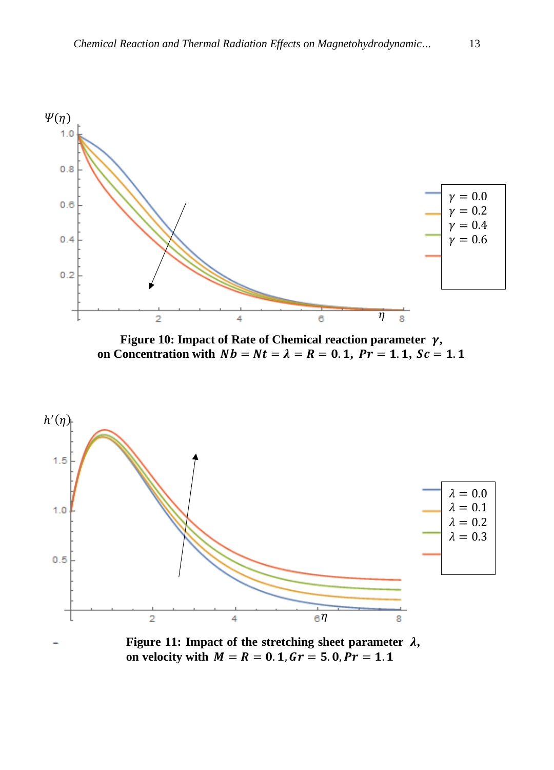**Figure 10: Impact of Rate of Chemical reaction parameter $\gamma$, on Concentration with $Nb = Nt = \lambda = R = 0.1,\ Pr = 1.1,\ Sc = 1.1$**

**Figure 11: Impact of the stretching sheet parameter $\lambda$, on velocity with $M = R = 0.1, Gr = 5.0, Pr = 1.1$**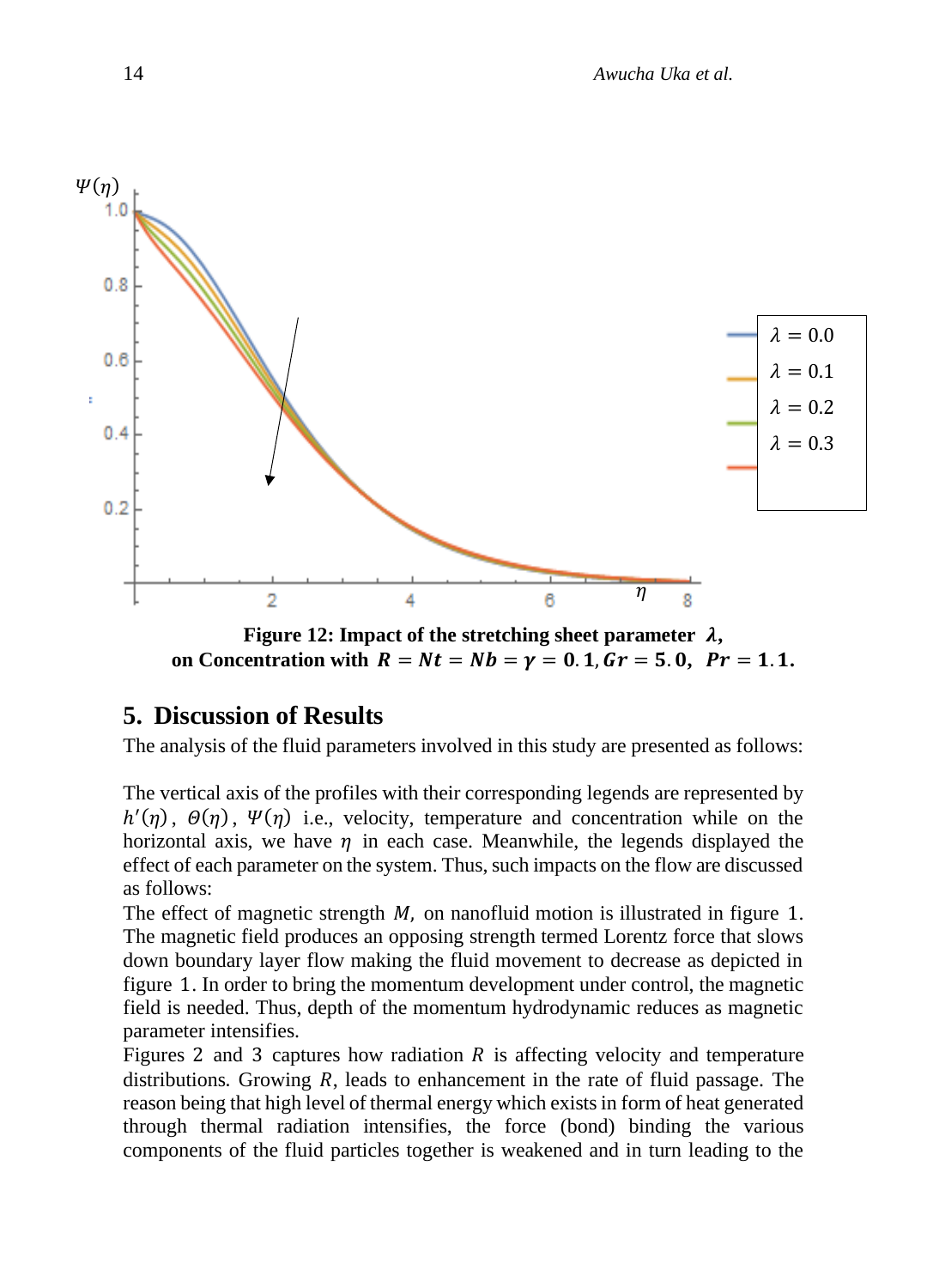**Figure 12: Impact of the stretching sheet parameter $\lambda$, on Concentration with $R = Nt = Nb = \gamma = 0.1, Gr = 5.0, \; Pr = 1.1.$**

## 5. Discussion of Results

The analysis of the fluid parameters involved in this study are presented as follows:

The vertical axis of the profiles with their corresponding legends are represented by $h'(\eta)$, $\Theta(\eta)$, $\Psi(\eta)$ i.e., velocity, temperature and concentration while on the horizontal axis, we have $\eta$ in each case. Meanwhile, the legends displayed the effect of each parameter on the system. Thus, such impacts on the flow are discussed as follows:

The effect of magnetic strength $M$, on nanofluid motion is illustrated in figure 1. The magnetic field produces an opposing strength termed Lorentz force that slows down boundary layer flow making the fluid movement to decrease as depicted in figure 1. In order to bring the momentum development under control, the magnetic field is needed. Thus, depth of the momentum hydrodynamic reduces as magnetic parameter intensifies.

Figures 2 and 3 captures how radiation $R$ is affecting velocity and temperature distributions. Growing $R$, leads to enhancement in the rate of fluid passage. The reason being that high level of thermal energy which exists in form of heat generated through thermal radiation intensifies, the force (bond) binding the various components of the fluid particles together is weakened and in turn leading to the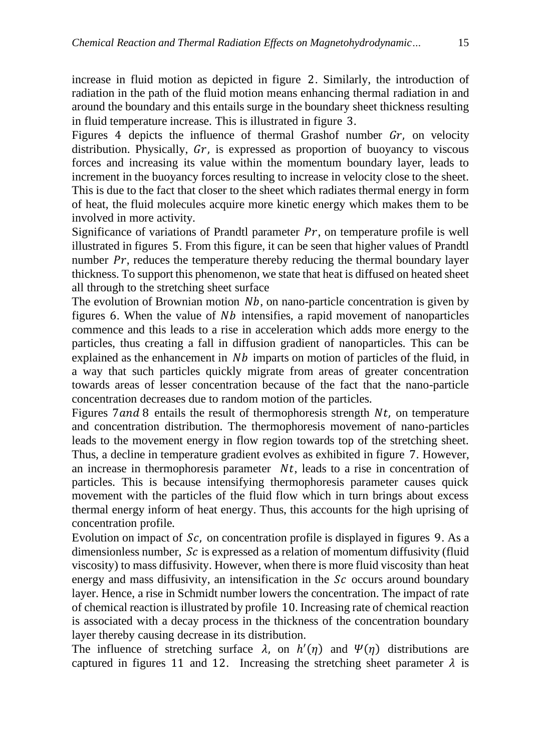increase in fluid motion as depicted in figure 2. Similarly, the introduction of radiation in the path of the fluid motion means enhancing thermal radiation in and around the boundary and this entails surge in the boundary sheet thickness resulting in fluid temperature increase. This is illustrated in figure 3.

Figures 4 depicts the influence of thermal Grashof number $Gr$, on velocity distribution. Physically, $Gr$, is expressed as proportion of buoyancy to viscous forces and increasing its value within the momentum boundary layer, leads to increment in the buoyancy forces resulting to increase in velocity close to the sheet. This is due to the fact that closer to the sheet which radiates thermal energy in form of heat, the fluid molecules acquire more kinetic energy which makes them to be involved in more activity.

Significance of variations of Prandtl parameter $Pr$, on temperature profile is well illustrated in figures 5. From this figure, it can be seen that higher values of Prandtl number $Pr$, reduces the temperature thereby reducing the thermal boundary layer thickness. To support this phenomenon, we state that heat is diffused on heated sheet all through to the stretching sheet surface

The evolution of Brownian motion $Nb$, on nano-particle concentration is given by figures 6. When the value of $Nb$ intensifies, a rapid movement of nanoparticles commence and this leads to a rise in acceleration which adds more energy to the particles, thus creating a fall in diffusion gradient of nanoparticles. This can be explained as the enhancement in $Nb$ imparts on motion of particles of the fluid, in a way that such particles quickly migrate from areas of greater concentration towards areas of lesser concentration because of the fact that the nano-particle concentration decreases due to random motion of the particles.

Figures $7 and$ 8 entails the result of thermophoresis strength $Nt$, on temperature and concentration distribution. The thermophoresis movement of nano-particles leads to the movement energy in flow region towards top of the stretching sheet. Thus, a decline in temperature gradient evolves as exhibited in figure 7. However, an increase in thermophoresis parameter $Nt$, leads to a rise in concentration of particles. This is because intensifying thermophoresis parameter causes quick movement with the particles of the fluid flow which in turn brings about excess thermal energy inform of heat energy. Thus, this accounts for the high uprising of concentration profile.

Evolution on impact of $Sc$, on concentration profile is displayed in figures 9. As a dimensionless number, $Sc$ is expressed as a relation of momentum diffusivity (fluid viscosity) to mass diffusivity. However, when there is more fluid viscosity than heat energy and mass diffusivity, an intensification in the $Sc$ occurs around boundary layer. Hence, a rise in Schmidt number lowers the concentration. The impact of rate of chemical reaction is illustrated by profile 10. Increasing rate of chemical reaction is associated with a decay process in the thickness of the concentration boundary layer thereby causing decrease in its distribution.

The influence of stretching surface $\lambda$, on $h'(\eta)$ and $\Psi(\eta)$ distributions are captured in figures 11 and 12. Increasing the stretching sheet parameter $\lambda$ is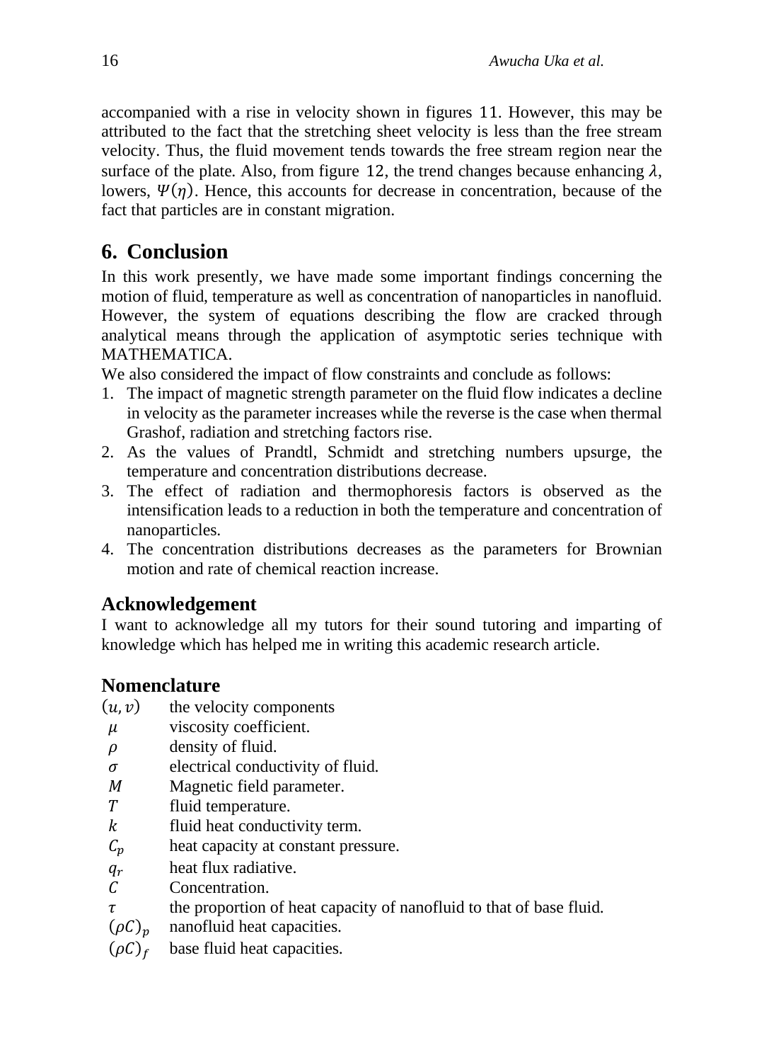accompanied with a rise in velocity shown in figures 11. However, this may be attributed to the fact that the stretching sheet velocity is less than the free stream velocity. Thus, the fluid movement tends towards the free stream region near the surface of the plate. Also, from figure 12, the trend changes because enhancing $\lambda$, lowers, $\Psi(\eta)$. Hence, this accounts for decrease in concentration, because of the fact that particles are in constant migration.

## 6. Conclusion

In this work presently, we have made some important findings concerning the motion of fluid, temperature as well as concentration of nanoparticles in nanofluid. However, the system of equations describing the flow are cracked through analytical means through the application of asymptotic series technique with MATHEMATICA.

We also considered the impact of flow constraints and conclude as follows:

1. The impact of magnetic strength parameter on the fluid flow indicates a decline in velocity as the parameter increases while the reverse is the case when thermal Grashof, radiation and stretching factors rise.
2. As the values of Prandtl, Schmidt and stretching numbers upsurge, the temperature and concentration distributions decrease.
3. The effect of radiation and thermophoresis factors is observed as the intensification leads to a reduction in both the temperature and concentration of nanoparticles.
4. The concentration distributions decreases as the parameters for Brownian motion and rate of chemical reaction increase.

## Acknowledgement

I want to acknowledge all my tutors for their sound tutoring and imparting of knowledge which has helped me in writing this academic research article.

## Nomenclature

| | |
|---|---|
| $(u, v)$ | the velocity components |
| $\mu$ | viscosity coefficient. |
| $\rho$ | density of fluid. |
| $\sigma$ | electrical conductivity of fluid. |
| $M$ | Magnetic field parameter. |
| $T$ | fluid temperature. |
| $k$ | fluid heat conductivity term. |
| $C_p$ | heat capacity at constant pressure. |
| $q_r$ | heat flux radiative. |
| $C$ | Concentration. |
| $\tau$ | the proportion of heat capacity of nanofluid to that of base fluid. |
| $(\rho C)_p$ | nanofluid heat capacities. |
| $(\rho C)_f$ | base fluid heat capacities. |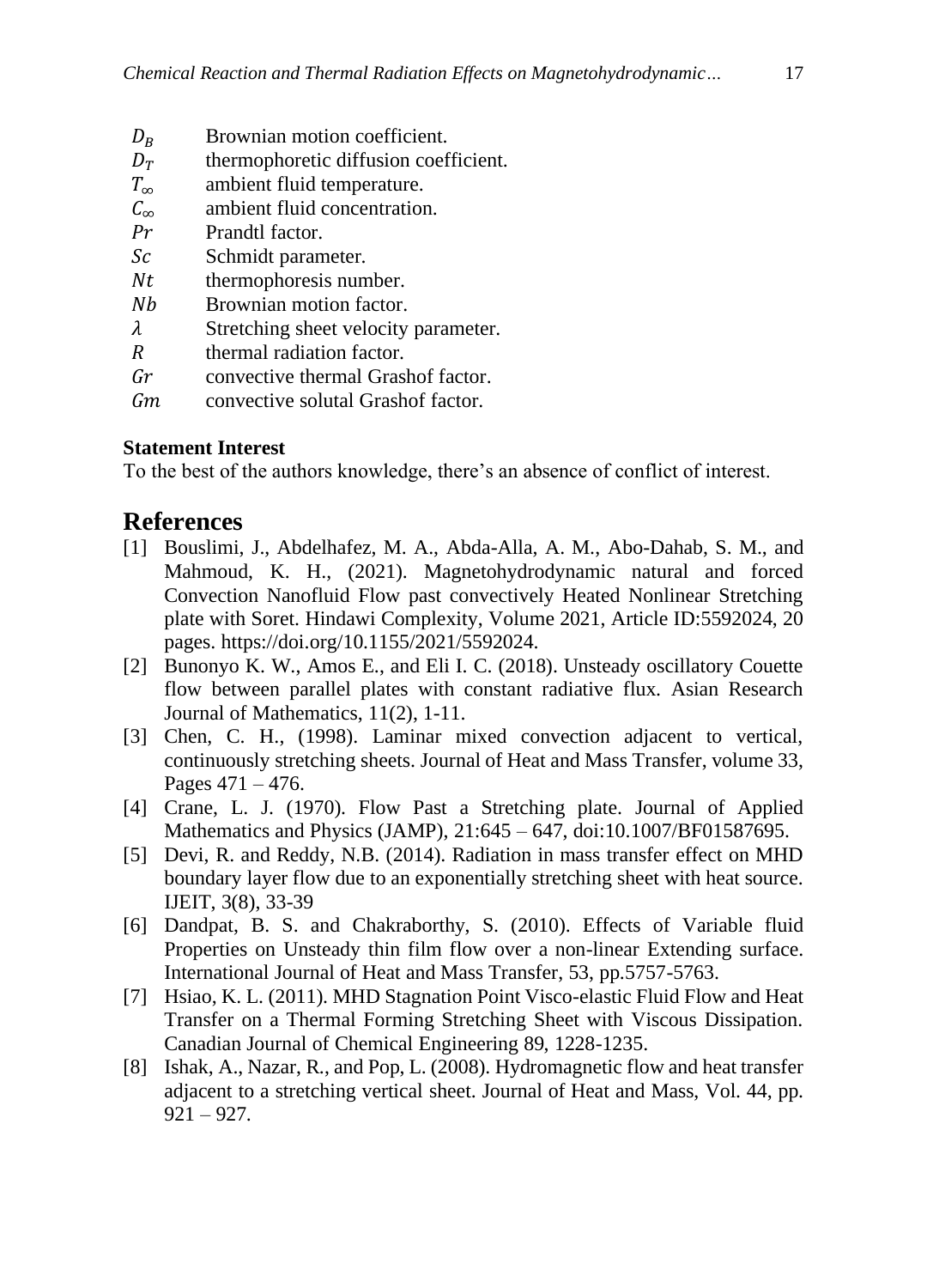$D_B$ Brownian motion coefficient.
$D_T$ thermophoretic diffusion coefficient.
$T_\infty$ ambient fluid temperature.
$C_\infty$ ambient fluid concentration.
$Pr$ Prandtl factor.
$Sc$ Schmidt parameter.
$Nt$ thermophoresis number.
$Nb$ Brownian motion factor.
$\lambda$ Stretching sheet velocity parameter.
$R$ thermal radiation factor.
$Gr$ convective thermal Grashof factor.
$Gm$ convective solutal Grashof factor.

**Statement Interest**

To the best of the authors knowledge, there's an absence of conflict of interest.

## References

[1] Bouslimi, J., Abdelhafez, M. A., Abda-Alla, A. M., Abo-Dahab, S. M., and Mahmoud, K. H., (2021). Magnetohydrodynamic natural and forced Convection Nanofluid Flow past convectively Heated Nonlinear Stretching plate with Soret. Hindawi Complexity, Volume 2021, Article ID:5592024, 20 pages. https://doi.org/10.1155/2021/5592024.

[2] Bunonyo K. W., Amos E., and Eli I. C. (2018). Unsteady oscillatory Couette flow between parallel plates with constant radiative flux. Asian Research Journal of Mathematics, 11(2), 1-11.

[3] Chen, C. H., (1998). Laminar mixed convection adjacent to vertical, continuously stretching sheets. Journal of Heat and Mass Transfer, volume 33, Pages 471 – 476.

[4] Crane, L. J. (1970). Flow Past a Stretching plate. Journal of Applied Mathematics and Physics (JAMP), 21:645 – 647, doi:10.1007/BF01587695.

[5] Devi, R. and Reddy, N.B. (2014). Radiation in mass transfer effect on MHD boundary layer flow due to an exponentially stretching sheet with heat source. IJEIT, 3(8), 33-39

[6] Dandpat, B. S. and Chakraborthy, S. (2010). Effects of Variable fluid Properties on Unsteady thin film flow over a non-linear Extending surface. International Journal of Heat and Mass Transfer, 53, pp.5757-5763.

[7] Hsiao, K. L. (2011). MHD Stagnation Point Visco-elastic Fluid Flow and Heat Transfer on a Thermal Forming Stretching Sheet with Viscous Dissipation. Canadian Journal of Chemical Engineering 89, 1228-1235.

[8] Ishak, A., Nazar, R., and Pop, L. (2008). Hydromagnetic flow and heat transfer adjacent to a stretching vertical sheet. Journal of Heat and Mass, Vol. 44, pp. 921 – 927.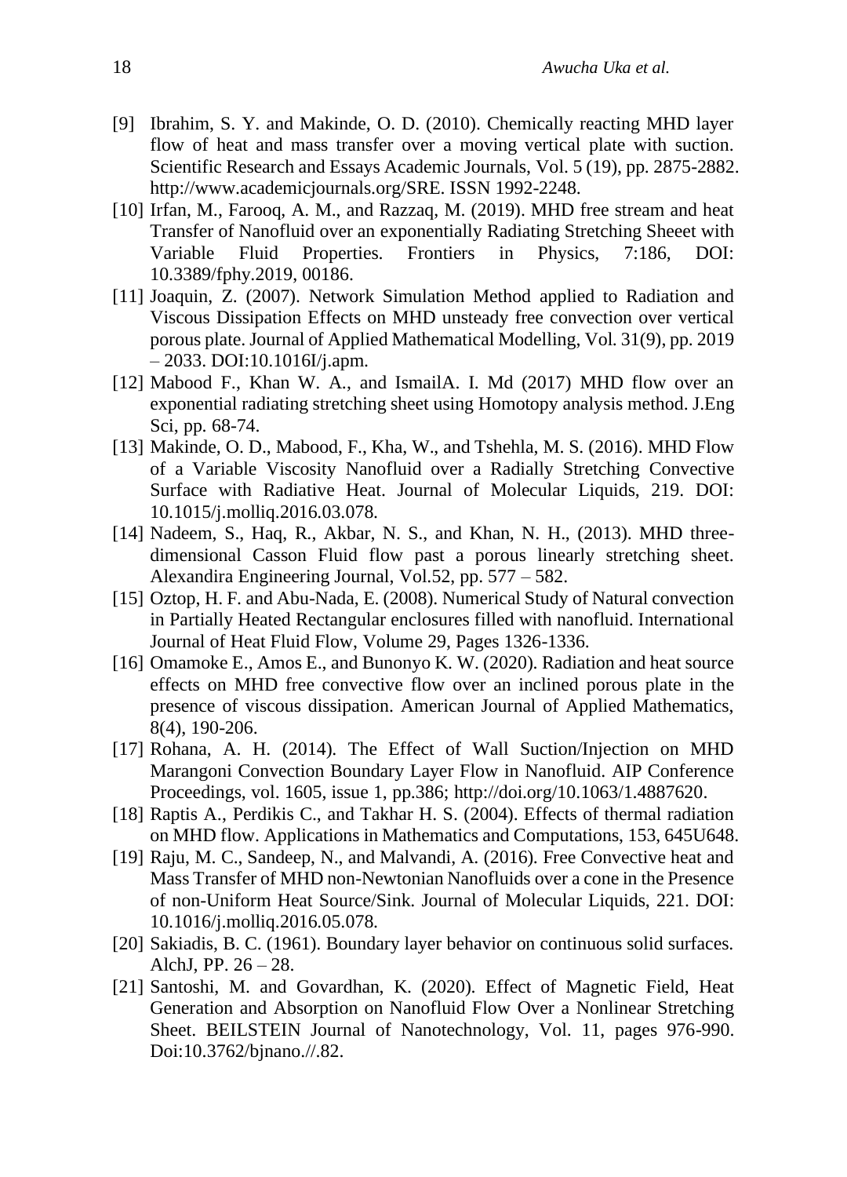[9] Ibrahim, S. Y. and Makinde, O. D. (2010). Chemically reacting MHD layer flow of heat and mass transfer over a moving vertical plate with suction. Scientific Research and Essays Academic Journals, Vol. 5 (19), pp. 2875-2882. http://www.academicjournals.org/SRE. ISSN 1992-2248.

[10] Irfan, M., Farooq, A. M., and Razzaq, M. (2019). MHD free stream and heat Transfer of Nanofluid over an exponentially Radiating Stretching Sheeet with Variable Fluid Properties. Frontiers in Physics, 7:186, DOI: 10.3389/fphy.2019, 00186.

[11] Joaquin, Z. (2007). Network Simulation Method applied to Radiation and Viscous Dissipation Effects on MHD unsteady free convection over vertical porous plate. Journal of Applied Mathematical Modelling, Vol. 31(9), pp. 2019 – 2033. DOI:10.1016I/j.apm.

[12] Mabood F., Khan W. A., and IsmailA. I. Md (2017) MHD flow over an exponential radiating stretching sheet using Homotopy analysis method. J.Eng Sci, pp. 68-74.

[13] Makinde, O. D., Mabood, F., Kha, W., and Tshehla, M. S. (2016). MHD Flow of a Variable Viscosity Nanofluid over a Radially Stretching Convective Surface with Radiative Heat. Journal of Molecular Liquids, 219. DOI: 10.1015/j.molliq.2016.03.078.

[14] Nadeem, S., Haq, R., Akbar, N. S., and Khan, N. H., (2013). MHD three-dimensional Casson Fluid flow past a porous linearly stretching sheet. Alexandira Engineering Journal, Vol.52, pp. 577 – 582.

[15] Oztop, H. F. and Abu-Nada, E. (2008). Numerical Study of Natural convection in Partially Heated Rectangular enclosures filled with nanofluid. International Journal of Heat Fluid Flow, Volume 29, Pages 1326-1336.

[16] Omamoke E., Amos E., and Bunonyo K. W. (2020). Radiation and heat source effects on MHD free convective flow over an inclined porous plate in the presence of viscous dissipation. American Journal of Applied Mathematics, 8(4), 190-206.

[17] Rohana, A. H. (2014). The Effect of Wall Suction/Injection on MHD Marangoni Convection Boundary Layer Flow in Nanofluid. AIP Conference Proceedings, vol. 1605, issue 1, pp.386; http://doi.org/10.1063/1.4887620.

[18] Raptis A., Perdikis C., and Takhar H. S. (2004). Effects of thermal radiation on MHD flow. Applications in Mathematics and Computations, 153, 645U648.

[19] Raju, M. C., Sandeep, N., and Malvandi, A. (2016). Free Convective heat and Mass Transfer of MHD non-Newtonian Nanofluids over a cone in the Presence of non-Uniform Heat Source/Sink. Journal of Molecular Liquids, 221. DOI: 10.1016/j.molliq.2016.05.078.

[20] Sakiadis, B. C. (1961). Boundary layer behavior on continuous solid surfaces. AlchJ, PP. 26 – 28.

[21] Santoshi, M. and Govardhan, K. (2020). Effect of Magnetic Field, Heat Generation and Absorption on Nanofluid Flow Over a Nonlinear Stretching Sheet. BEILSTEIN Journal of Nanotechnology, Vol. 11, pages 976-990. Doi:10.3762/bjnano.//.82.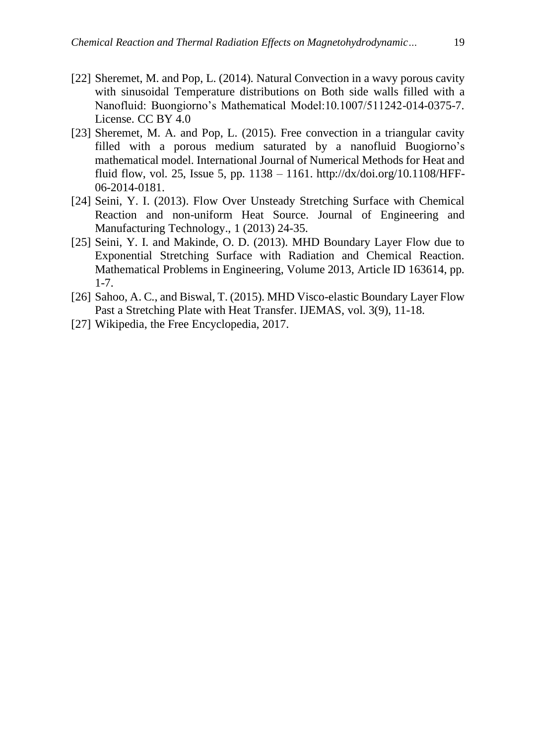[22] Sheremet, M. and Pop, L. (2014). Natural Convection in a wavy porous cavity with sinusoidal Temperature distributions on Both side walls filled with a Nanofluid: Buongiorno's Mathematical Model:10.1007/511242-014-0375-7. License. CC BY 4.0

[23] Sheremet, M. A. and Pop, L. (2015). Free convection in a triangular cavity filled with a porous medium saturated by a nanofluid Buogiorno's mathematical model. International Journal of Numerical Methods for Heat and fluid flow, vol. 25, Issue 5, pp. 1138 – 1161. http://dx/doi.org/10.1108/HFF-06-2014-0181.

[24] Seini, Y. I. (2013). Flow Over Unsteady Stretching Surface with Chemical Reaction and non-uniform Heat Source. Journal of Engineering and Manufacturing Technology., 1 (2013) 24-35.

[25] Seini, Y. I. and Makinde, O. D. (2013). MHD Boundary Layer Flow due to Exponential Stretching Surface with Radiation and Chemical Reaction. Mathematical Problems in Engineering, Volume 2013, Article ID 163614, pp. 1-7.

[26] Sahoo, A. C., and Biswal, T. (2015). MHD Visco-elastic Boundary Layer Flow Past a Stretching Plate with Heat Transfer. IJEMAS, vol. 3(9), 11-18.

[27] Wikipedia, the Free Encyclopedia, 2017.